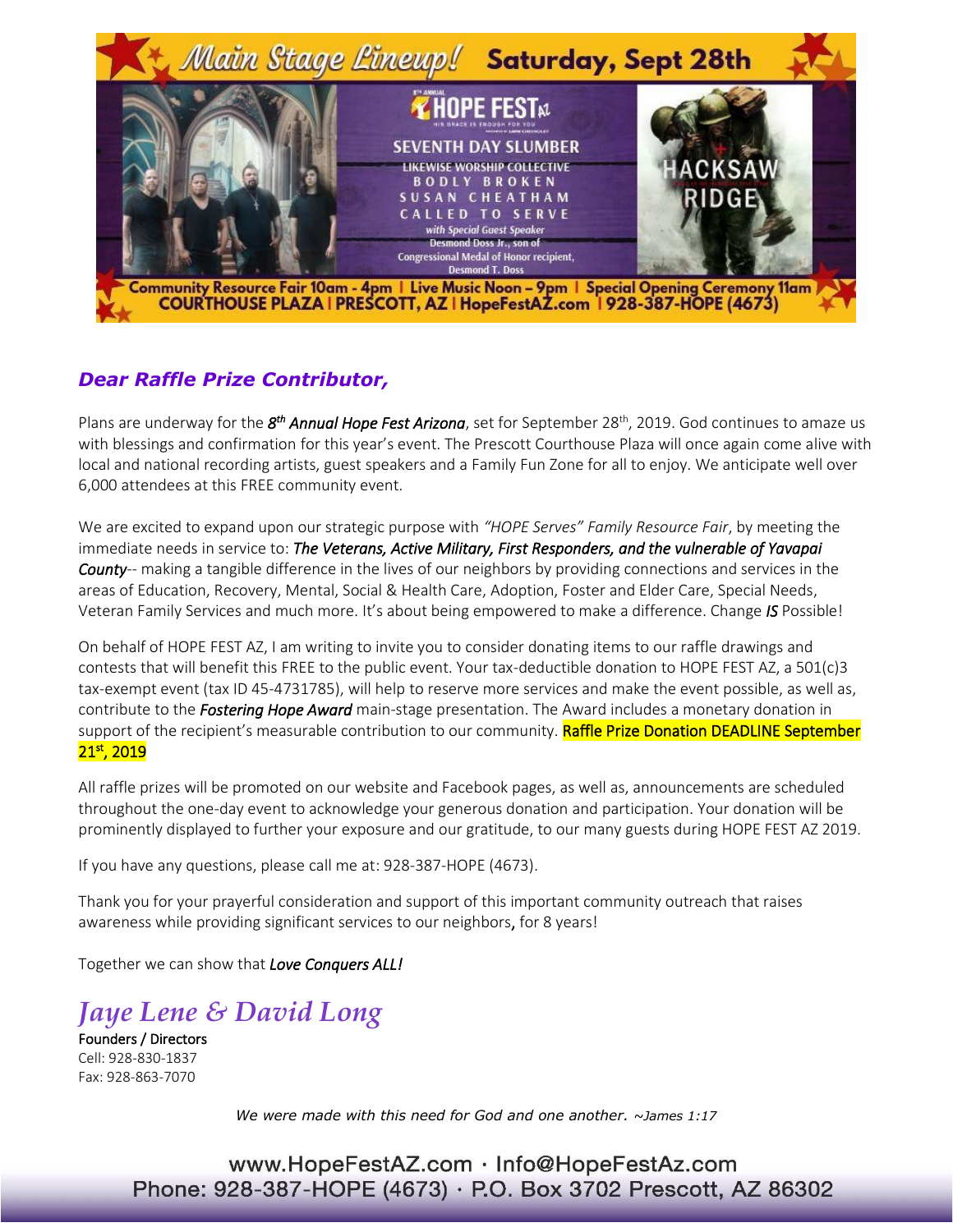## Main Stage Lineup! Saturday, Sept 28th

8th Annual HOPE FEST AZ

HIS GRACE IS ENOUGH FOR YOU

SEVENTH DAY SLUMBER

LIKEWISE WORSHIP COLLECTIVE

BODLY BROKEN

SUSAN CHEATHAM

CALLED TO SERVE

*with Special Guest Speaker*

Desmond Doss Jr., son of Congressional Medal of Honor recipient, Desmond T. Doss

HACKSAW RIDGE

**Community Resource Fair 10am - 4pm | Live Music Noon – 9pm | Special Opening Ceremony 11am**

**COURTHOUSE PLAZA | PRESCOTT, AZ | HopeFestAZ.com | 928-387-HOPE (4673)**

### *Dear Raffle Prize Contributor,*

Plans are underway for the ***8th Annual Hope Fest Arizona***, set for September 28th, 2019. God continues to amaze us with blessings and confirmation for this year's event. The Prescott Courthouse Plaza will once again come alive with local and national recording artists, guest speakers and a Family Fun Zone for all to enjoy. We anticipate well over 6,000 attendees at this FREE community event.

We are excited to expand upon our strategic purpose with *"HOPE Serves" Family Resource Fair*, by meeting the immediate needs in service to: ***The Veterans, Active Military, First Responders, and the vulnerable of Yavapai County***-- making a tangible difference in the lives of our neighbors by providing connections and services in the areas of Education, Recovery, Mental, Social & Health Care, Adoption, Foster and Elder Care, Special Needs, Veteran Family Services and much more. It's about being empowered to make a difference. Change ***IS*** Possible!

On behalf of HOPE FEST AZ, I am writing to invite you to consider donating items to our raffle drawings and contests that will benefit this FREE to the public event. Your tax-deductible donation to HOPE FEST AZ, a 501(c)3 tax-exempt event (tax ID 45-4731785), will help to reserve more services and make the event possible, as well as, contribute to the ***Fostering Hope Award*** main-stage presentation. The Award includes a monetary donation in support of the recipient's measurable contribution to our community. Raffle Prize Donation DEADLINE September 21st, 2019

All raffle prizes will be promoted on our website and Facebook pages, as well as, announcements are scheduled throughout the one-day event to acknowledge your generous donation and participation. Your donation will be prominently displayed to further your exposure and our gratitude, to our many guests during HOPE FEST AZ 2019.

If you have any questions, please call me at: 928-387-HOPE (4673).

Thank you for your prayerful consideration and support of this important community outreach that raises awareness while providing significant services to our neighbors, for 8 years!

Together we can show that ***Love Conquers ALL!***

*Jaye Lene & David Long*

Founders / Directors
Cell: 928-830-1837
Fax: 928-863-7070

*We were made with this need for God and one another. ~James 1:17*

www.HopeFestAZ.com · Info@HopeFestAz.com
Phone: 928-387-HOPE (4673) · P.O. Box 3702 Prescott, AZ 86302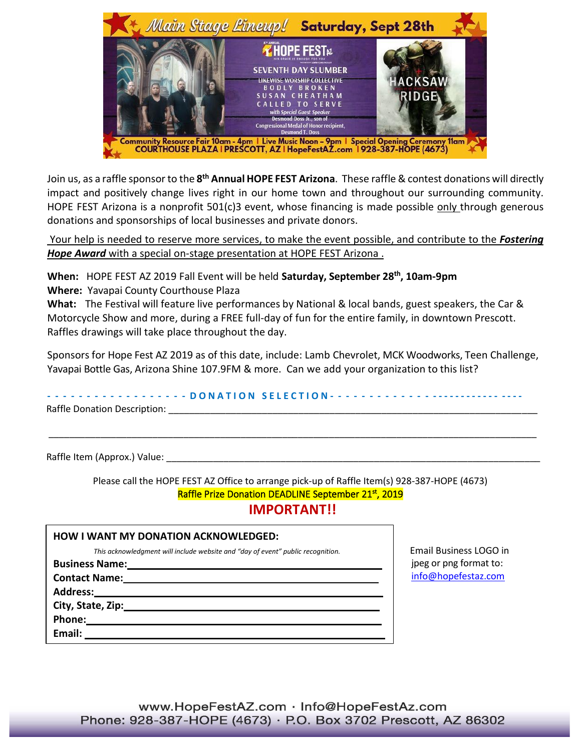## Main Stage Lineup! Saturday, Sept 28th

8th ANNUAL HOPE FEST AZ

HIS GRACE IS ENOUGH FOR YOU

SEVENTH DAY SLUMBER

LIKEWISE WORSHIP COLLECTIVE

BODLY BROKEN

SUSAN CHEATHAM

CALLED TO SERVE

*with Special Guest Speaker*

Desmond Doss Jr., son of Congressional Medal of Honor recipient, Desmond T. Doss

HACKSAW RIDGE

**Community Resource Fair 10am - 4pm | Live Music Noon – 9pm | Special Opening Ceremony 11am**

**COURTHOUSE PLAZA | PRESCOTT, AZ | HopeFestAZ.com | 928-387-HOPE (4673)**

Join us, as a raffle sponsor to the **8th Annual HOPE FEST Arizona**. These raffle & contest donations will directly impact and positively change lives right in our home town and throughout our surrounding community. HOPE FEST Arizona is a nonprofit 501(c)3 event, whose financing is made possible only through generous donations and sponsorships of local businesses and private donors.

Your help is needed to reserve more services, to make the event possible, and contribute to the ***Fostering Hope Award*** with a special on-stage presentation at HOPE FEST Arizona .

**When:** HOPE FEST AZ 2019 Fall Event will be held **Saturday, September 28th, 10am-9pm**
**Where:** Yavapai County Courthouse Plaza
**What:** The Festival will feature live performances by National & local bands, guest speakers, the Car & Motorcycle Show and more, during a FREE full-day of fun for the entire family, in downtown Prescott. Raffles drawings will take place throughout the day.

Sponsors for Hope Fest AZ 2019 as of this date, include: Lamb Chevrolet, MCK Woodworks, Teen Challenge, Yavapai Bottle Gas, Arizona Shine 107.9FM & more. Can we add your organization to this list?

- - - - - - - - - - - - - - - - - - **DONATION SELECTION** - - - - - - - - - - - - - - - - - - - - - - - - - - - -

Raffle Donation Description: ____________________________________________

____________________________________________

Raffle Item (Approx.) Value: ____________________________________________

Please call the HOPE FEST AZ Office to arrange pick-up of Raffle Item(s) 928-387-HOPE (4673)

Raffle Prize Donation DEADLINE September 21st, 2019

**IMPORTANT!!**

**HOW I WANT MY DONATION ACKNOWLEDGED:**

*This acknowledgment will include website and "day of event" public recognition.*

**Business Name:** ____________________________
**Contact Name:** ____________________________
**Address:** ____________________________
**City, State, Zip:** ____________________________
**Phone:** ____________________________
**Email:** ____________________________

Email Business LOGO in jpeg or png format to: info@hopefestaz.com

www.HopeFestAZ.com · Info@HopeFestAz.com
Phone: 928-387-HOPE (4673) · P.O. Box 3702 Prescott, AZ 86302